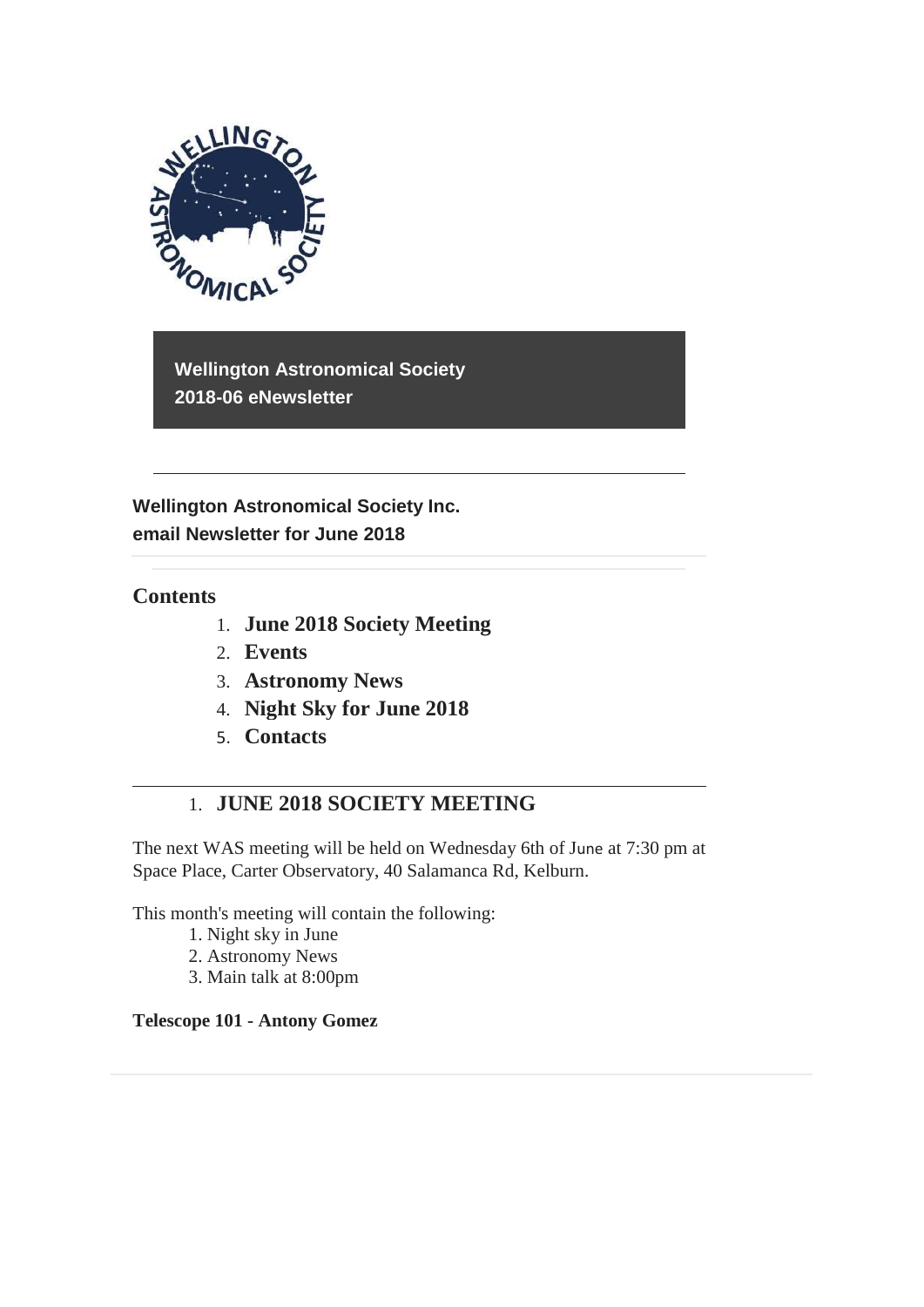**Wellington Astronomical Society**
**2018-06 eNewsletter**

---

**Wellington Astronomical Society Inc.**
**email Newsletter for June 2018**

## Contents

1. **June 2018 Society Meeting**
2. **Events**
3. **Astronomy News**
4. **Night Sky for June 2018**
5. **Contacts**

---

## 1. JUNE 2018 SOCIETY MEETING

The next WAS meeting will be held on Wednesday 6th of June at 7:30 pm at Space Place, Carter Observatory, 40 Salamanca Rd, Kelburn.

This month's meeting will contain the following:

1. Night sky in June
2. Astronomy News
3. Main talk at 8:00pm

**Telescope 101 - Antony Gomez**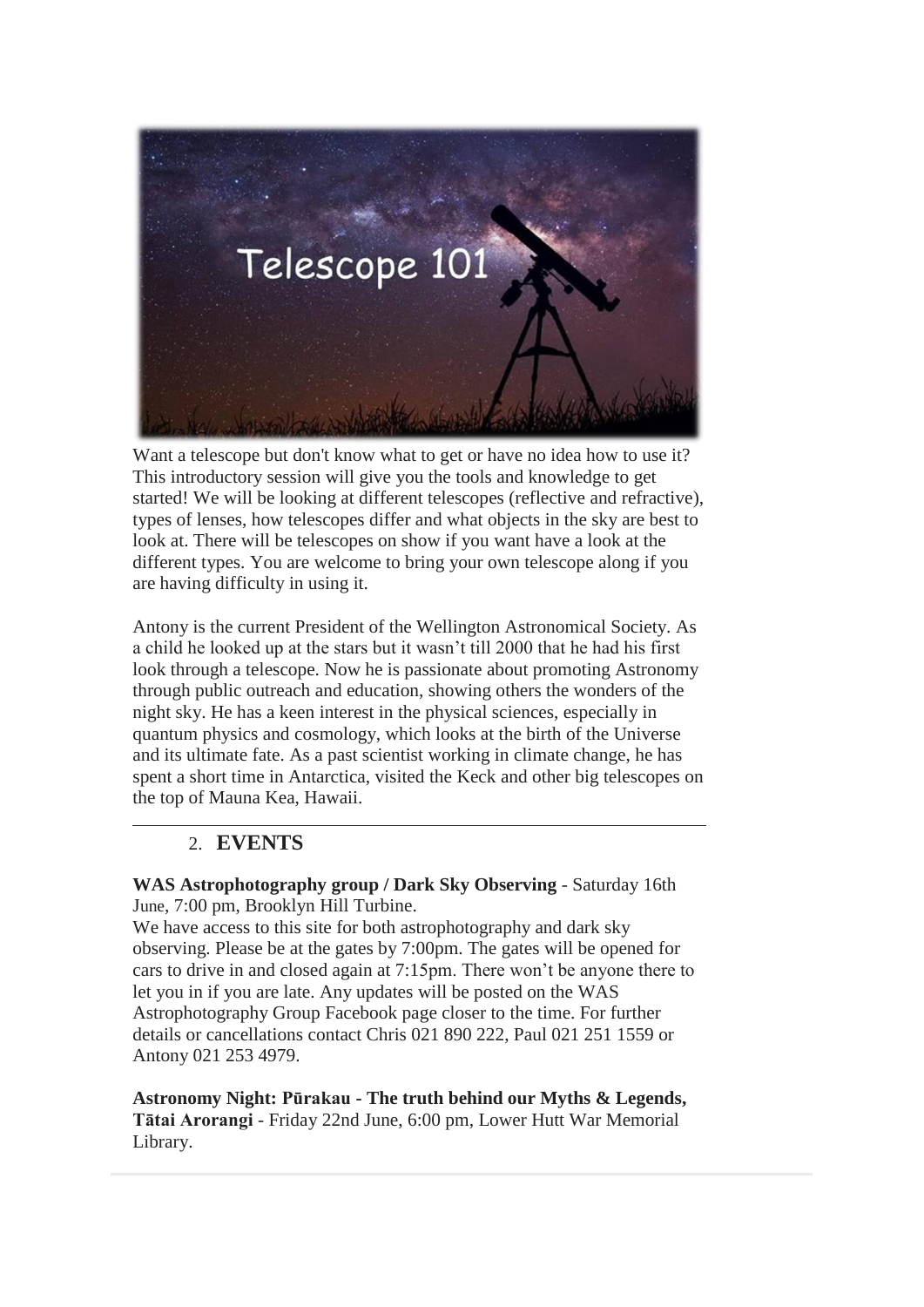Want a telescope but don't know what to get or have no idea how to use it? This introductory session will give you the tools and knowledge to get started! We will be looking at different telescopes (reflective and refractive), types of lenses, how telescopes differ and what objects in the sky are best to look at. There will be telescopes on show if you want have a look at the different types. You are welcome to bring your own telescope along if you are having difficulty in using it.

Antony is the current President of the Wellington Astronomical Society. As a child he looked up at the stars but it wasn't till 2000 that he had his first look through a telescope. Now he is passionate about promoting Astronomy through public outreach and education, showing others the wonders of the night sky. He has a keen interest in the physical sciences, especially in quantum physics and cosmology, which looks at the birth of the Universe and its ultimate fate. As a past scientist working in climate change, he has spent a short time in Antarctica, visited the Keck and other big telescopes on the top of Mauna Kea, Hawaii.

---

## 2. EVENTS

**WAS Astrophotography group / Dark Sky Observing** - Saturday 16th June, 7:00 pm, Brooklyn Hill Turbine.
We have access to this site for both astrophotography and dark sky observing. Please be at the gates by 7:00pm. The gates will be opened for cars to drive in and closed again at 7:15pm. There won't be anyone there to let you in if you are late. Any updates will be posted on the WAS Astrophotography Group Facebook page closer to the time. For further details or cancellations contact Chris 021 890 222, Paul 021 251 1559 or Antony 021 253 4979.

**Astronomy Night: Pūrakau - The truth behind our Myths & Legends, Tātai Arorangi** - Friday 22nd June, 6:00 pm, Lower Hutt War Memorial Library.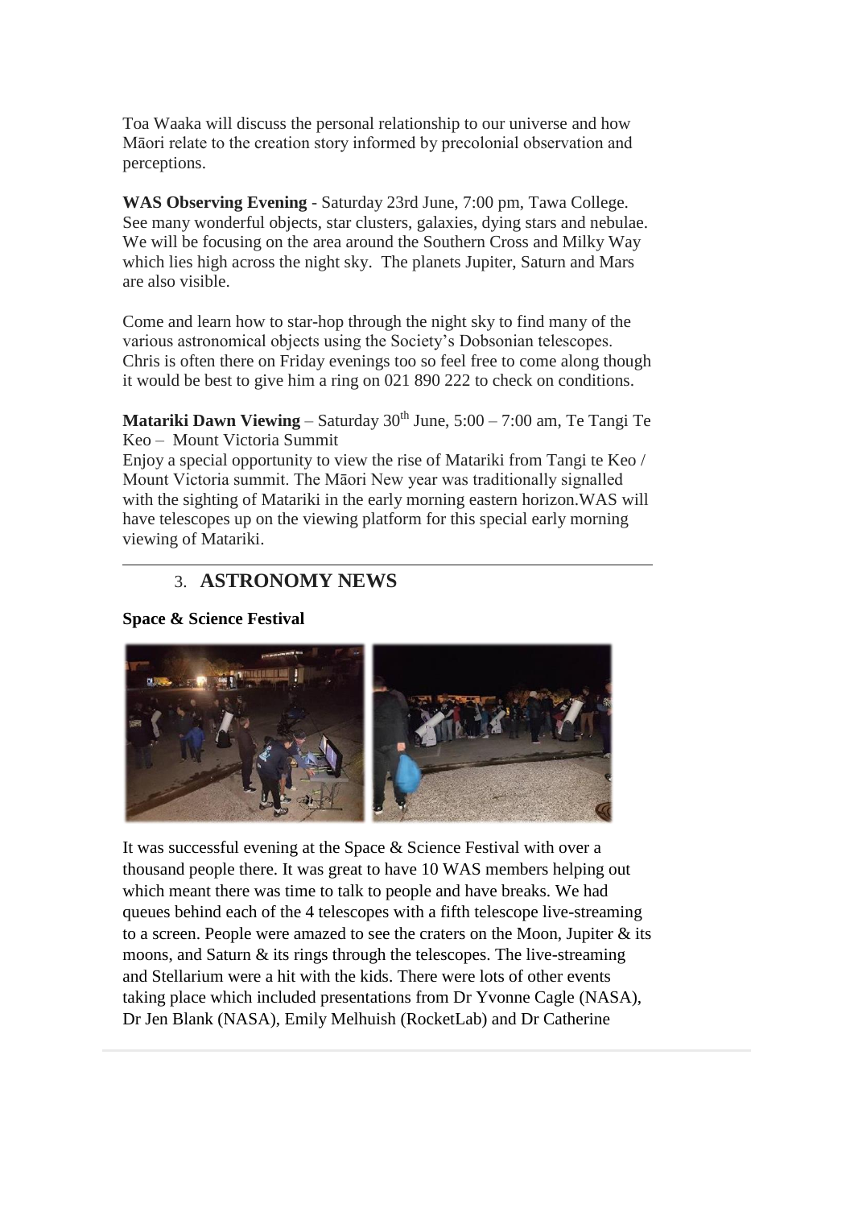Toa Waaka will discuss the personal relationship to our universe and how Māori relate to the creation story informed by precolonial observation and perceptions.

**WAS Observing Evening** - Saturday 23rd June, 7:00 pm, Tawa College. See many wonderful objects, star clusters, galaxies, dying stars and nebulae. We will be focusing on the area around the Southern Cross and Milky Way which lies high across the night sky. The planets Jupiter, Saturn and Mars are also visible.

Come and learn how to star-hop through the night sky to find many of the various astronomical objects using the Society's Dobsonian telescopes. Chris is often there on Friday evenings too so feel free to come along though it would be best to give him a ring on 021 890 222 to check on conditions.

**Matariki Dawn Viewing** – Saturday 30th June, 5:00 – 7:00 am, Te Tangi Te Keo – Mount Victoria Summit

Enjoy a special opportunity to view the rise of Matariki from Tangi te Keo / Mount Victoria summit. The Māori New year was traditionally signalled with the sighting of Matariki in the early morning eastern horizon.WAS will have telescopes up on the viewing platform for this special early morning viewing of Matariki.

---

## 3. ASTRONOMY NEWS

**Space & Science Festival**

It was successful evening at the Space & Science Festival with over a thousand people there. It was great to have 10 WAS members helping out which meant there was time to talk to people and have breaks. We had queues behind each of the 4 telescopes with a fifth telescope live-streaming to a screen. People were amazed to see the craters on the Moon, Jupiter & its moons, and Saturn & its rings through the telescopes. The live-streaming and Stellarium were a hit with the kids. There were lots of other events taking place which included presentations from Dr Yvonne Cagle (NASA), Dr Jen Blank (NASA), Emily Melhuish (RocketLab) and Dr Catherine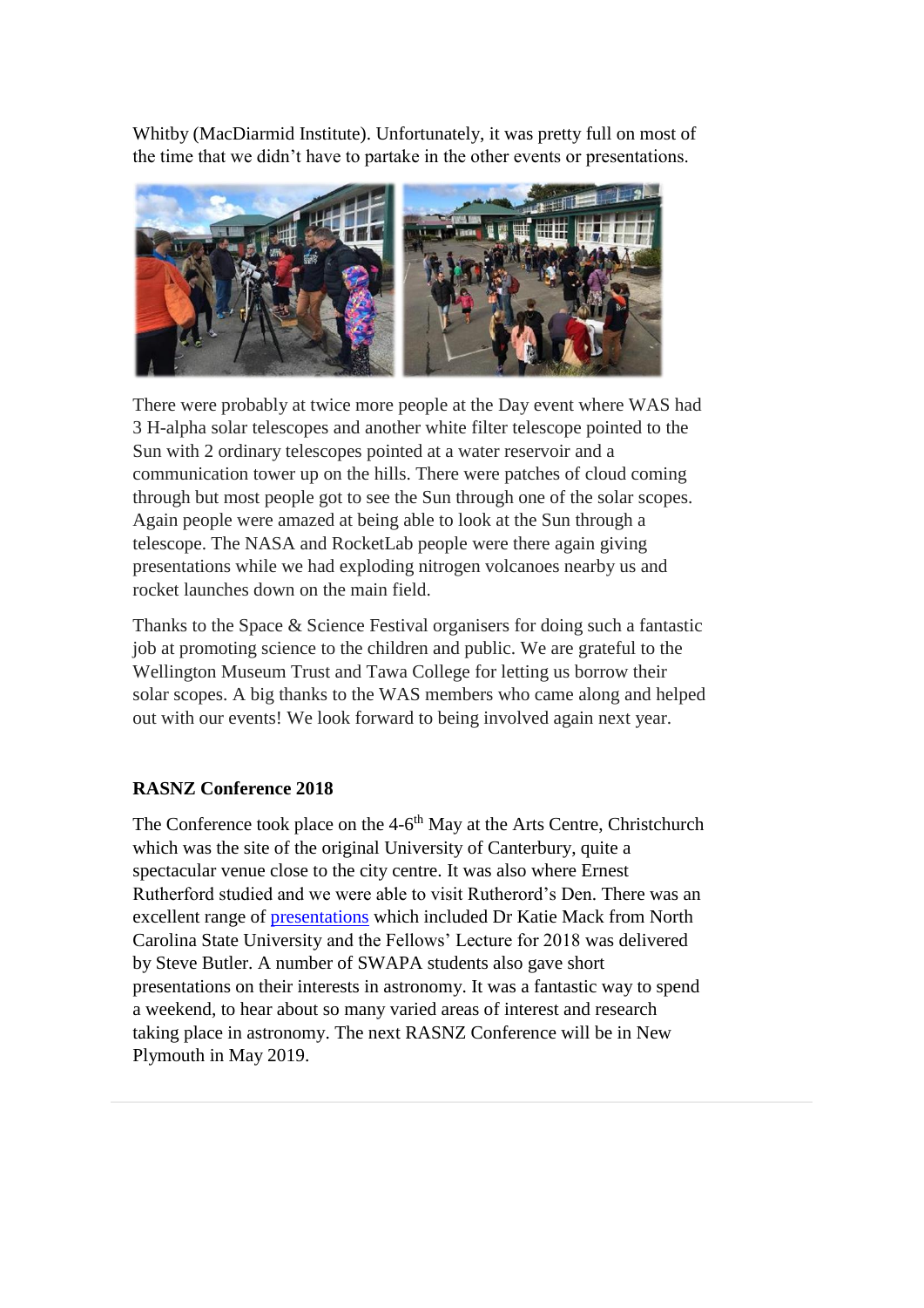Whitby (MacDiarmid Institute). Unfortunately, it was pretty full on most of the time that we didn't have to partake in the other events or presentations.

There were probably at twice more people at the Day event where WAS had 3 H-alpha solar telescopes and another white filter telescope pointed to the Sun with 2 ordinary telescopes pointed at a water reservoir and a communication tower up on the hills. There were patches of cloud coming through but most people got to see the Sun through one of the solar scopes. Again people were amazed at being able to look at the Sun through a telescope. The NASA and RocketLab people were there again giving presentations while we had exploding nitrogen volcanoes nearby us and rocket launches down on the main field.

Thanks to the Space & Science Festival organisers for doing such a fantastic job at promoting science to the children and public. We are grateful to the Wellington Museum Trust and Tawa College for letting us borrow their solar scopes. A big thanks to the WAS members who came along and helped out with our events! We look forward to being involved again next year.

**RASNZ Conference 2018**

The Conference took place on the 4-6th May at the Arts Centre, Christchurch which was the site of the original University of Canterbury, quite a spectacular venue close to the city centre. It was also where Ernest Rutherford studied and we were able to visit Rutherord's Den. There was an excellent range of presentations which included Dr Katie Mack from North Carolina State University and the Fellows' Lecture for 2018 was delivered by Steve Butler. A number of SWAPA students also gave short presentations on their interests in astronomy. It was a fantastic way to spend a weekend, to hear about so many varied areas of interest and research taking place in astronomy. The next RASNZ Conference will be in New Plymouth in May 2019.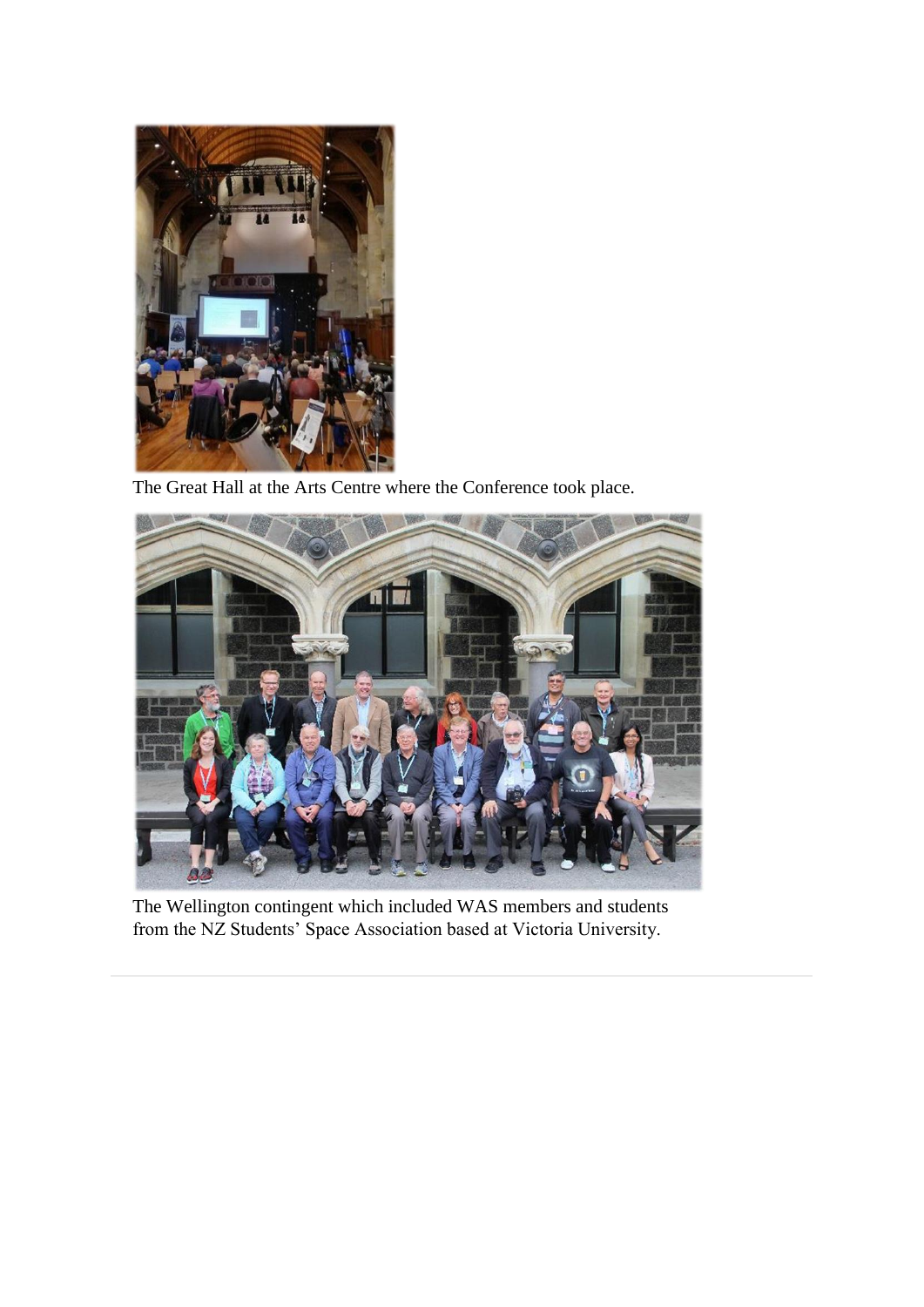The Great Hall at the Arts Centre where the Conference took place.

The Wellington contingent which included WAS members and students from the NZ Students' Space Association based at Victoria University.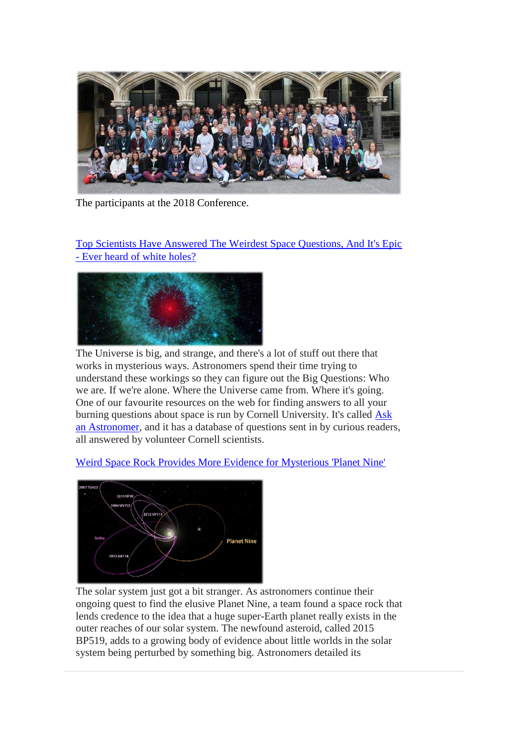The participants at the 2018 Conference.

[Top Scientists Have Answered The Weirdest Space Questions, And It's Epic - Ever heard of white holes?]

The Universe is big, and strange, and there's a lot of stuff out there that works in mysterious ways. Astronomers spend their time trying to understand these workings so they can figure out the Big Questions: Who we are. If we're alone. Where the Universe came from. Where it's going. One of our favourite resources on the web for finding answers to all your burning questions about space is run by Cornell University. It's called [Ask an Astronomer], and it has a database of questions sent in by curious readers, all answered by volunteer Cornell scientists.

[Weird Space Rock Provides More Evidence for Mysterious 'Planet Nine']

The solar system just got a bit stranger. As astronomers continue their ongoing quest to find the elusive Planet Nine, a team found a space rock that lends credence to the idea that a huge super-Earth planet really exists in the outer reaches of our solar system. The newfound asteroid, called 2015 BP519, adds to a growing body of evidence about little worlds in the solar system being perturbed by something big. Astronomers detailed its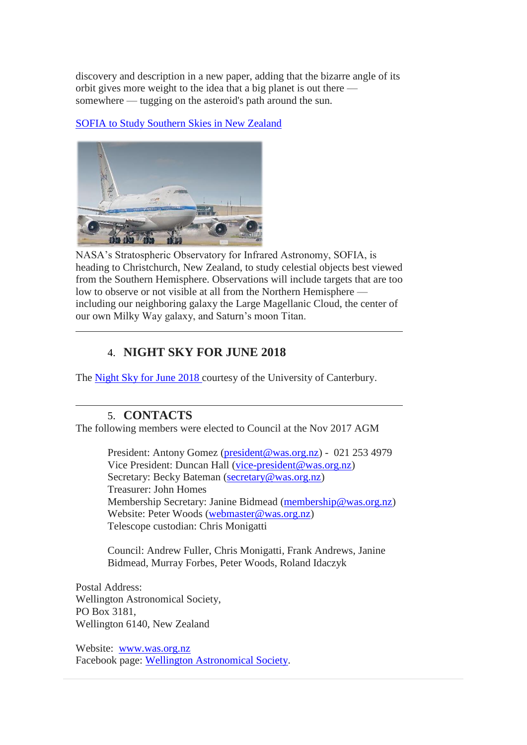discovery and description in a new paper, adding that the bizarre angle of its orbit gives more weight to the idea that a big planet is out there — somewhere — tugging on the asteroid's path around the sun.

SOFIA to Study Southern Skies in New Zealand

NASA's Stratospheric Observatory for Infrared Astronomy, SOFIA, is heading to Christchurch, New Zealand, to study celestial objects best viewed from the Southern Hemisphere. Observations will include targets that are too low to observe or not visible at all from the Northern Hemisphere — including our neighboring galaxy the Large Magellanic Cloud, the center of our own Milky Way galaxy, and Saturn's moon Titan.

---

## 4. NIGHT SKY FOR JUNE 2018

The Night Sky for June 2018 courtesy of the University of Canterbury.

---

## 5. CONTACTS

The following members were elected to Council at the Nov 2017 AGM

President: Antony Gomez (president@was.org.nz) - 021 253 4979
Vice President: Duncan Hall (vice-president@was.org.nz)
Secretary: Becky Bateman (secretary@was.org.nz)
Treasurer: John Homes
Membership Secretary: Janine Bidmead (membership@was.org.nz)
Website: Peter Woods (webmaster@was.org.nz)
Telescope custodian: Chris Monigatti

Council: Andrew Fuller, Chris Monigatti, Frank Andrews, Janine Bidmead, Murray Forbes, Peter Woods, Roland Idaczyk

Postal Address:
Wellington Astronomical Society,
PO Box 3181,
Wellington 6140, New Zealand

Website: www.was.org.nz
Facebook page: Wellington Astronomical Society.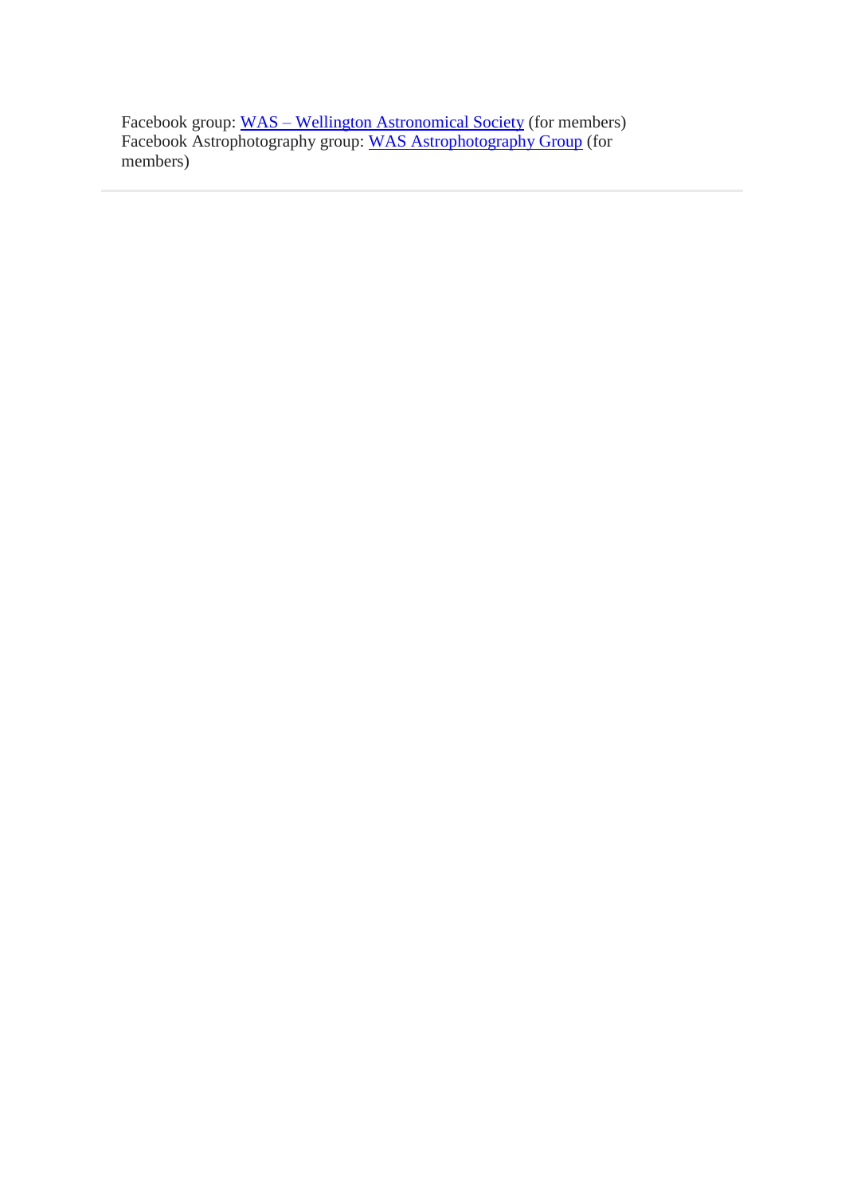Facebook group: WAS – Wellington Astronomical Society (for members)
Facebook Astrophotography group: WAS Astrophotography Group (for members)

---